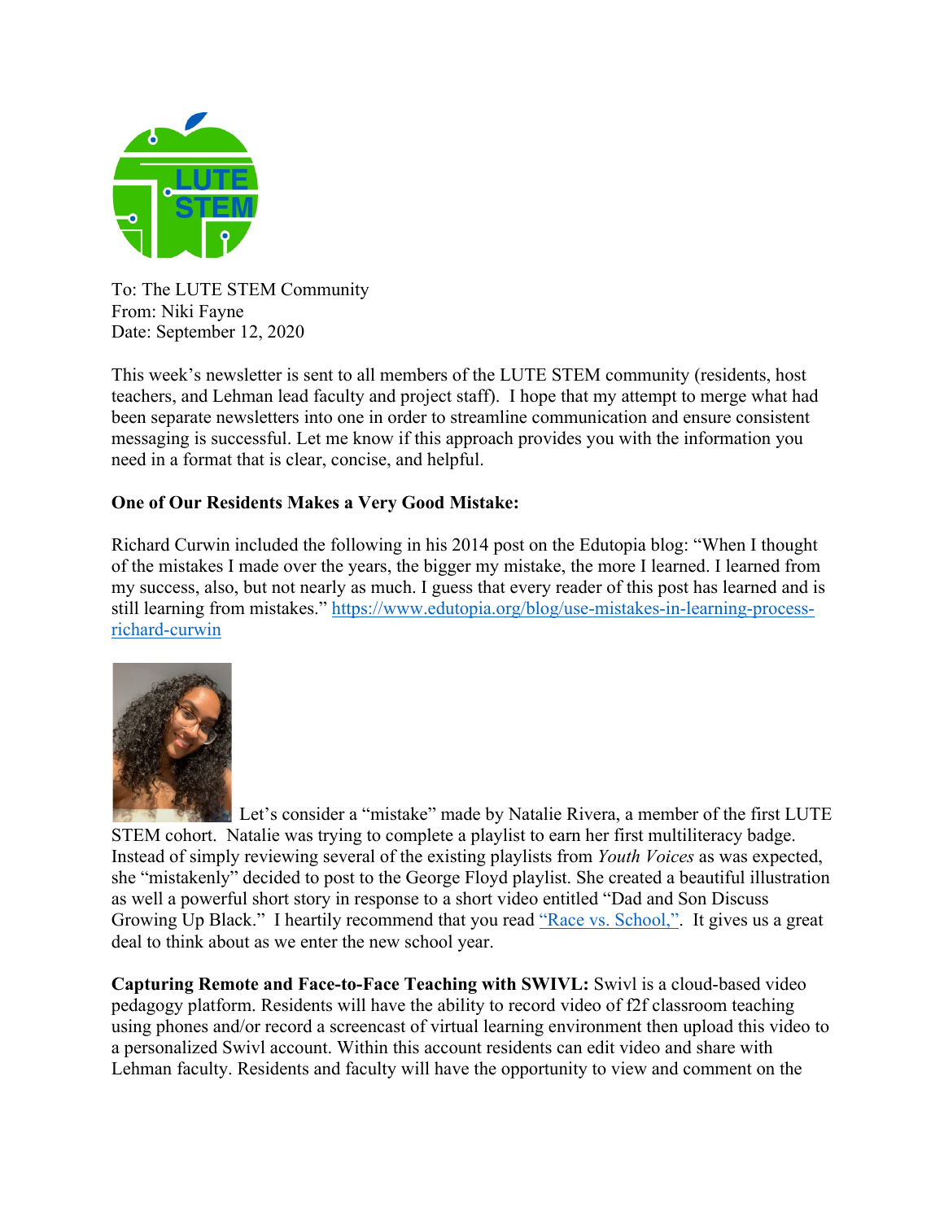To: The LUTE STEM Community
From: Niki Fayne
Date: September 12, 2020

This week's newsletter is sent to all members of the LUTE STEM community (residents, host teachers, and Lehman lead faculty and project staff). I hope that my attempt to merge what had been separate newsletters into one in order to streamline communication and ensure consistent messaging is successful. Let me know if this approach provides you with the information you need in a format that is clear, concise, and helpful.

**One of Our Residents Makes a Very Good Mistake:**

Richard Curwin included the following in his 2014 post on the Edutopia blog: "When I thought of the mistakes I made over the years, the bigger my mistake, the more I learned. I learned from my success, also, but not nearly as much. I guess that every reader of this post has learned and is still learning from mistakes." https://www.edutopia.org/blog/use-mistakes-in-learning-process-richard-curwin

Let's consider a "mistake" made by Natalie Rivera, a member of the first LUTE STEM cohort. Natalie was trying to complete a playlist to earn her first multiliteracy badge. Instead of simply reviewing several of the existing playlists from *Youth Voices* as was expected, she "mistakenly" decided to post to the George Floyd playlist. She created a beautiful illustration as well a powerful short story in response to a short video entitled "Dad and Son Discuss Growing Up Black." I heartily recommend that you read "Race vs. School,". It gives us a great deal to think about as we enter the new school year.

**Capturing Remote and Face-to-Face Teaching with SWIVL:** Swivl is a cloud-based video pedagogy platform. Residents will have the ability to record video of f2f classroom teaching using phones and/or record a screencast of virtual learning environment then upload this video to a personalized Swivl account. Within this account residents can edit video and share with Lehman faculty. Residents and faculty will have the opportunity to view and comment on the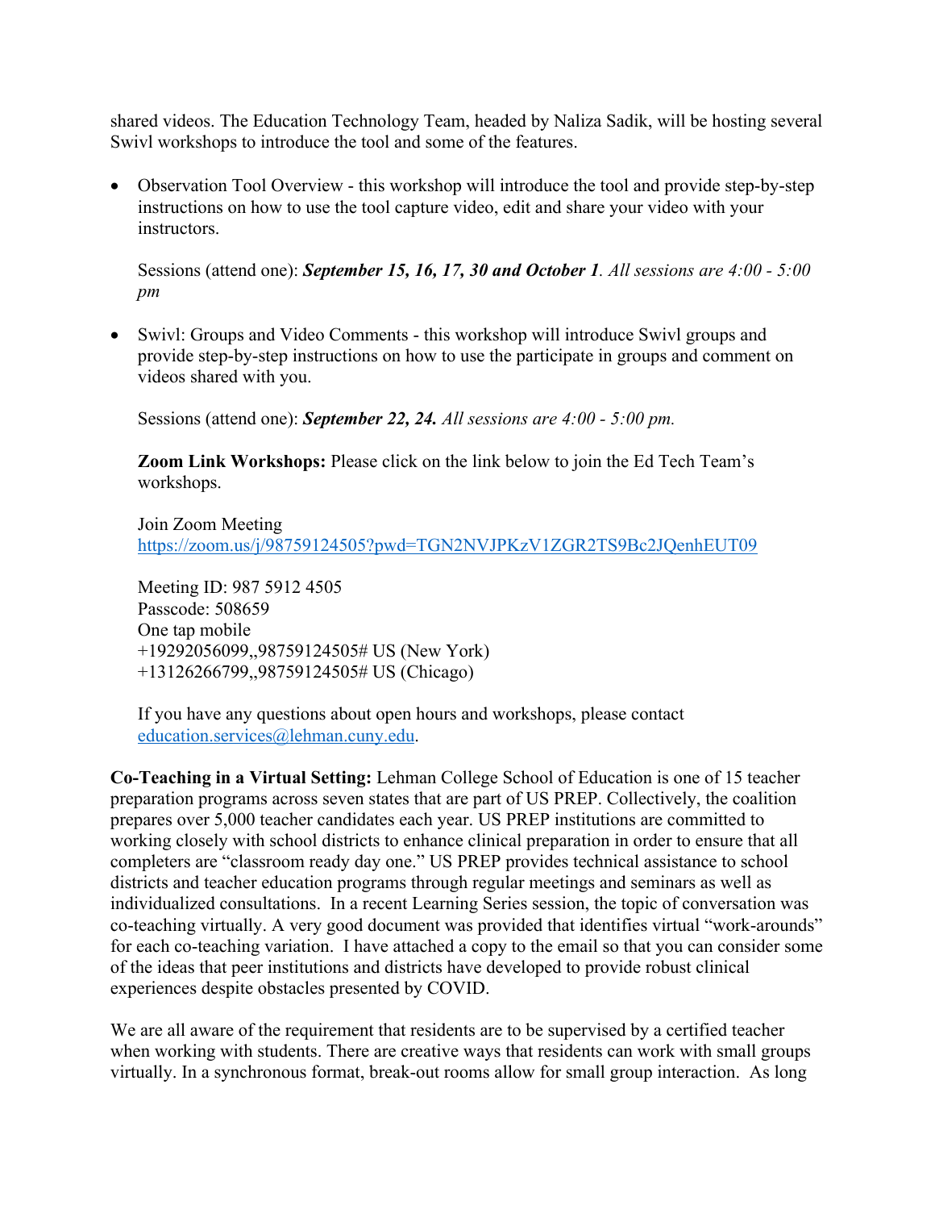shared videos. The Education Technology Team, headed by Naliza Sadik, will be hosting several Swivl workshops to introduce the tool and some of the features.

- Observation Tool Overview - this workshop will introduce the tool and provide step-by-step instructions on how to use the tool capture video, edit and share your video with your instructors.

  Sessions (attend one): ***September 15, 16, 17, 30 and October 1****. All sessions are 4:00 - 5:00 pm*

- Swivl: Groups and Video Comments - this workshop will introduce Swivl groups and provide step-by-step instructions on how to use the participate in groups and comment on videos shared with you.

  Sessions (attend one): ***September 22, 24.*** *All sessions are 4:00 - 5:00 pm.*

  **Zoom Link Workshops:** Please click on the link below to join the Ed Tech Team's workshops.

  Join Zoom Meeting
  https://zoom.us/j/98759124505?pwd=TGN2NVJPKzV1ZGR2TS9Bc2JQenhEUT09

  Meeting ID: 987 5912 4505
  Passcode: 508659
  One tap mobile
  +19292056099,,98759124505# US (New York)
  +13126266799,,98759124505# US (Chicago)

  If you have any questions about open hours and workshops, please contact education.services@lehman.cuny.edu.

**Co-Teaching in a Virtual Setting:** Lehman College School of Education is one of 15 teacher preparation programs across seven states that are part of US PREP. Collectively, the coalition prepares over 5,000 teacher candidates each year. US PREP institutions are committed to working closely with school districts to enhance clinical preparation in order to ensure that all completers are "classroom ready day one." US PREP provides technical assistance to school districts and teacher education programs through regular meetings and seminars as well as individualized consultations. In a recent Learning Series session, the topic of conversation was co-teaching virtually. A very good document was provided that identifies virtual "work-arounds" for each co-teaching variation. I have attached a copy to the email so that you can consider some of the ideas that peer institutions and districts have developed to provide robust clinical experiences despite obstacles presented by COVID.

We are all aware of the requirement that residents are to be supervised by a certified teacher when working with students. There are creative ways that residents can work with small groups virtually. In a synchronous format, break-out rooms allow for small group interaction. As long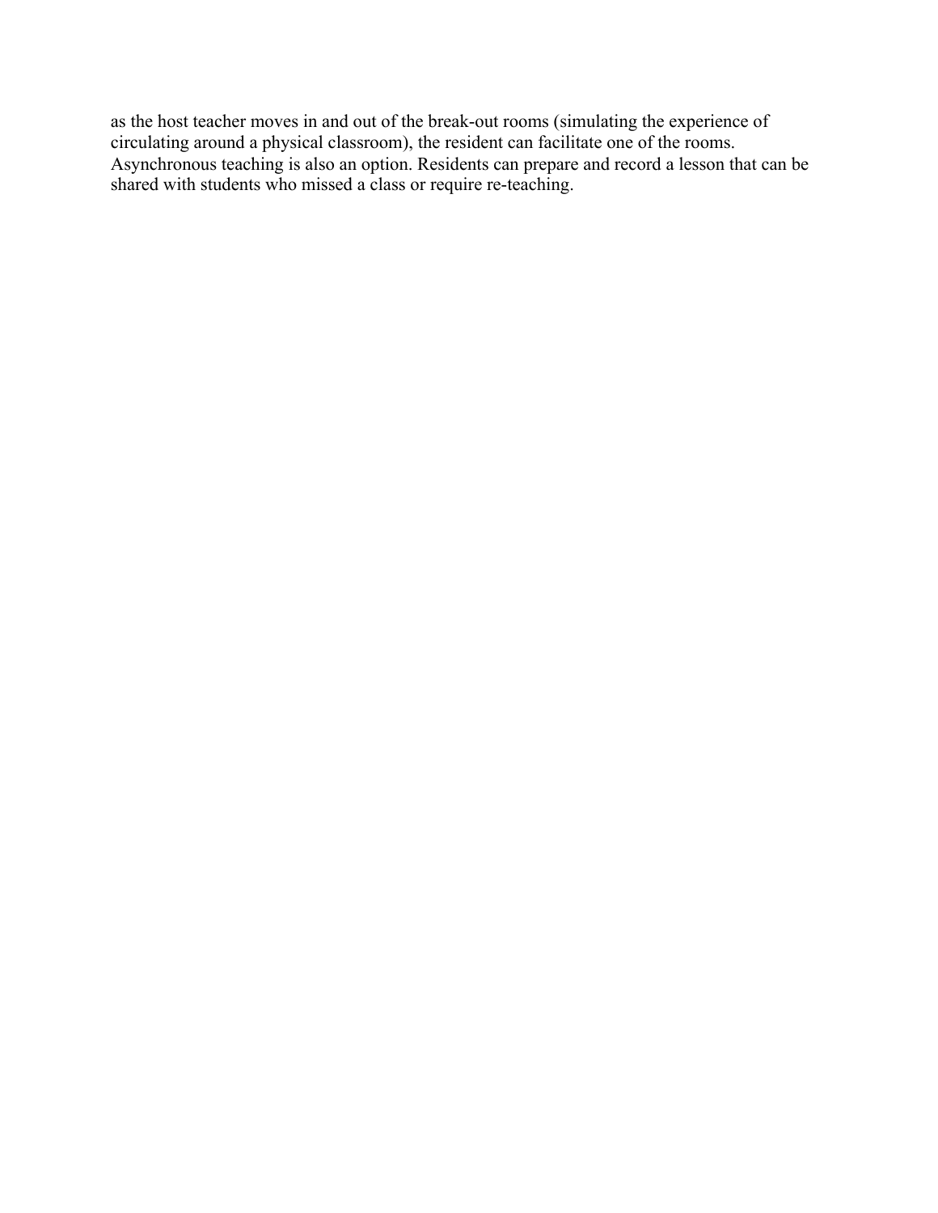as the host teacher moves in and out of the break-out rooms (simulating the experience of circulating around a physical classroom), the resident can facilitate one of the rooms. Asynchronous teaching is also an option. Residents can prepare and record a lesson that can be shared with students who missed a class or require re-teaching.